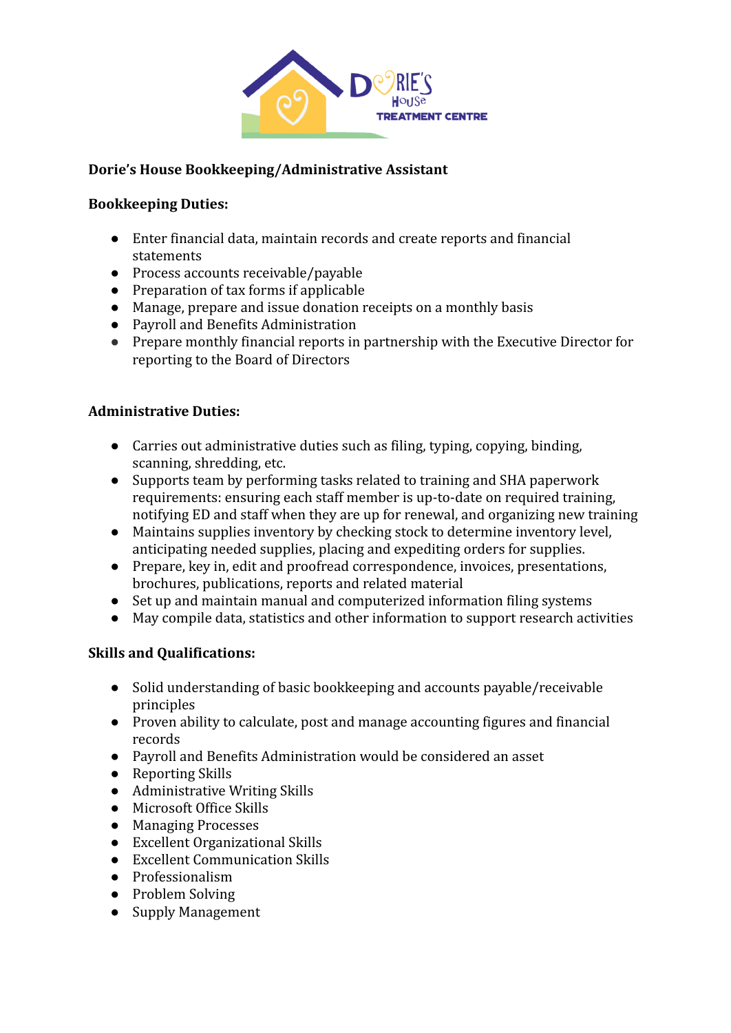**Dorie's House Bookkeeping/Administrative Assistant**

**Bookkeeping Duties:**

- Enter financial data, maintain records and create reports and financial statements
- Process accounts receivable/payable
- Preparation of tax forms if applicable
- Manage, prepare and issue donation receipts on a monthly basis
- Payroll and Benefits Administration
- Prepare monthly financial reports in partnership with the Executive Director for reporting to the Board of Directors

**Administrative Duties:**

- Carries out administrative duties such as filing, typing, copying, binding, scanning, shredding, etc.
- Supports team by performing tasks related to training and SHA paperwork requirements: ensuring each staff member is up-to-date on required training, notifying ED and staff when they are up for renewal, and organizing new training
- Maintains supplies inventory by checking stock to determine inventory level, anticipating needed supplies, placing and expediting orders for supplies.
- Prepare, key in, edit and proofread correspondence, invoices, presentations, brochures, publications, reports and related material
- Set up and maintain manual and computerized information filing systems
- May compile data, statistics and other information to support research activities

**Skills and Qualifications:**

- Solid understanding of basic bookkeeping and accounts payable/receivable principles
- Proven ability to calculate, post and manage accounting figures and financial records
- Payroll and Benefits Administration would be considered an asset
- Reporting Skills
- Administrative Writing Skills
- Microsoft Office Skills
- Managing Processes
- Excellent Organizational Skills
- Excellent Communication Skills
- Professionalism
- Problem Solving
- Supply Management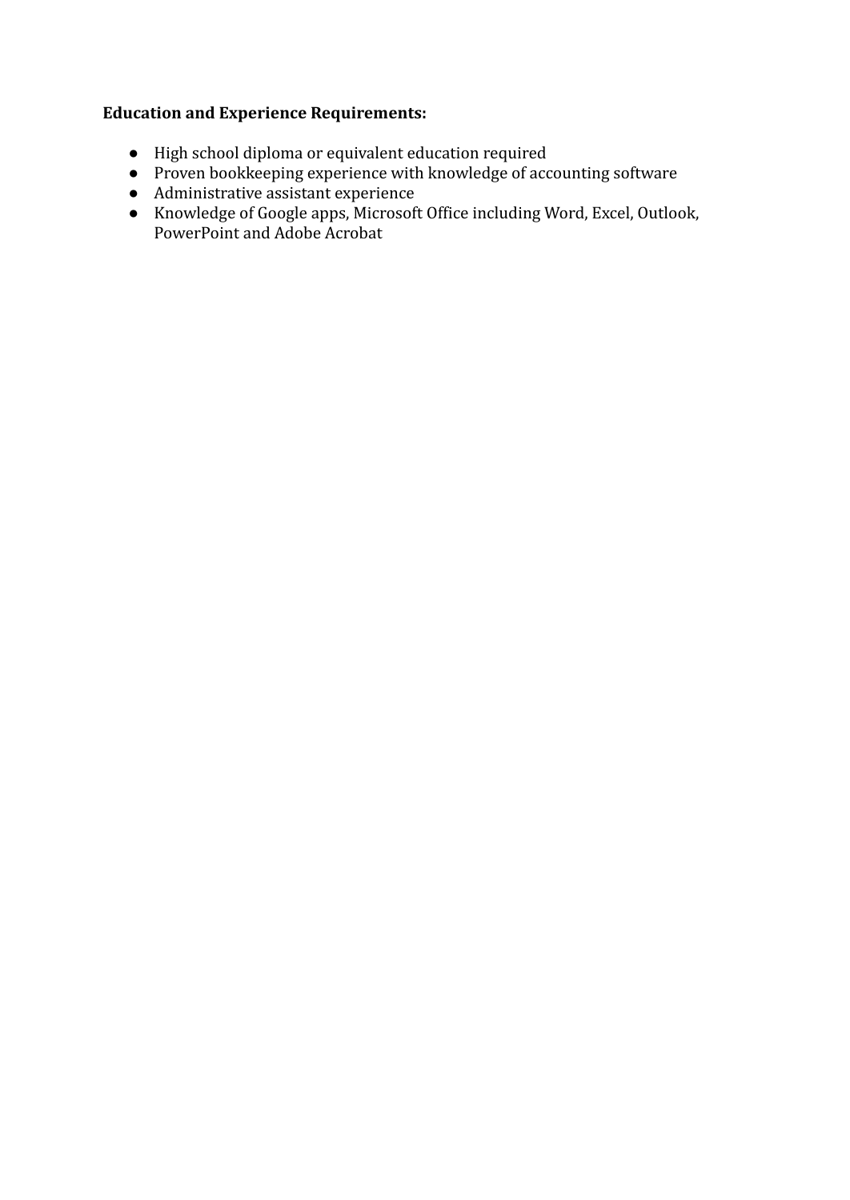**Education and Experience Requirements:**

- High school diploma or equivalent education required
- Proven bookkeeping experience with knowledge of accounting software
- Administrative assistant experience
- Knowledge of Google apps, Microsoft Office including Word, Excel, Outlook, PowerPoint and Adobe Acrobat